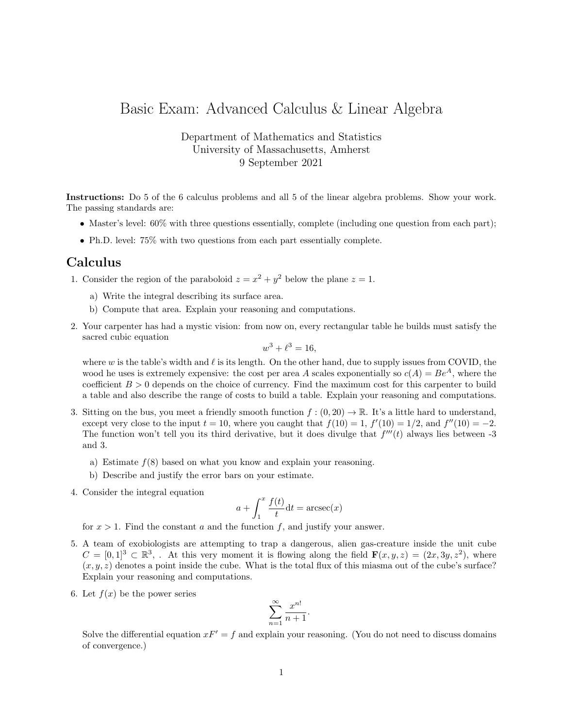# Basic Exam: Advanced Calculus & Linear Algebra

Department of Mathematics and Statistics
University of Massachusetts, Amherst
9 September 2021

**Instructions:** Do 5 of the 6 calculus problems and all 5 of the linear algebra problems. Show your work. The passing standards are:

- Master's level: 60% with three questions essentially, complete (including one question from each part);
- Ph.D. level: 75% with two questions from each part essentially complete.

## Calculus

1. Consider the region of the paraboloid $z = x^2 + y^2$ below the plane $z = 1$.

   a) Write the integral describing its surface area.

   b) Compute that area. Explain your reasoning and computations.

2. Your carpenter has had a mystic vision: from now on, every rectangular table he builds must satisfy the sacred cubic equation
$$w^3 + \ell^3 = 16,$$
where $w$ is the table's width and $\ell$ is its length. On the other hand, due to supply issues from COVID, the wood he uses is extremely expensive: the cost per area $A$ scales exponentially so $c(A) = Be^A$, where the coefficient $B > 0$ depends on the choice of currency. Find the maximum cost for this carpenter to build a table and also describe the range of costs to build a table. Explain your reasoning and computations.

3. Sitting on the bus, you meet a friendly smooth function $f : (0, 20) \to \mathbb{R}$. It's a little hard to understand, except very close to the input $t = 10$, where you caught that $f(10) = 1$, $f'(10) = 1/2$, and $f''(10) = -2$. The function won't tell you its third derivative, but it does divulge that $f'''(t)$ always lies between -3 and 3.

   a) Estimate $f(8)$ based on what you know and explain your reasoning.

   b) Describe and justify the error bars on your estimate.

4. Consider the integral equation
$$a + \int_1^x \frac{f(t)}{t} \mathrm{d}t = \operatorname{arcsec}(x)$$
for $x > 1$. Find the constant $a$ and the function $f$, and justify your answer.

5. A team of exobiologists are attempting to trap a dangerous, alien gas-creature inside the unit cube $C = [0, 1]^3 \subset \mathbb{R}^3$, . At this very moment it is flowing along the field $\mathbf{F}(x, y, z) = (2x, 3y, z^2)$, where $(x, y, z)$ denotes a point inside the cube. What is the total flux of this miasma out of the cube's surface? Explain your reasoning and computations.

6. Let $f(x)$ be the power series
$$\sum_{n=1}^{\infty} \frac{x^{n!}}{n+1}.$$
Solve the differential equation $xF' = f$ and explain your reasoning. (You do not need to discuss domains of convergence.)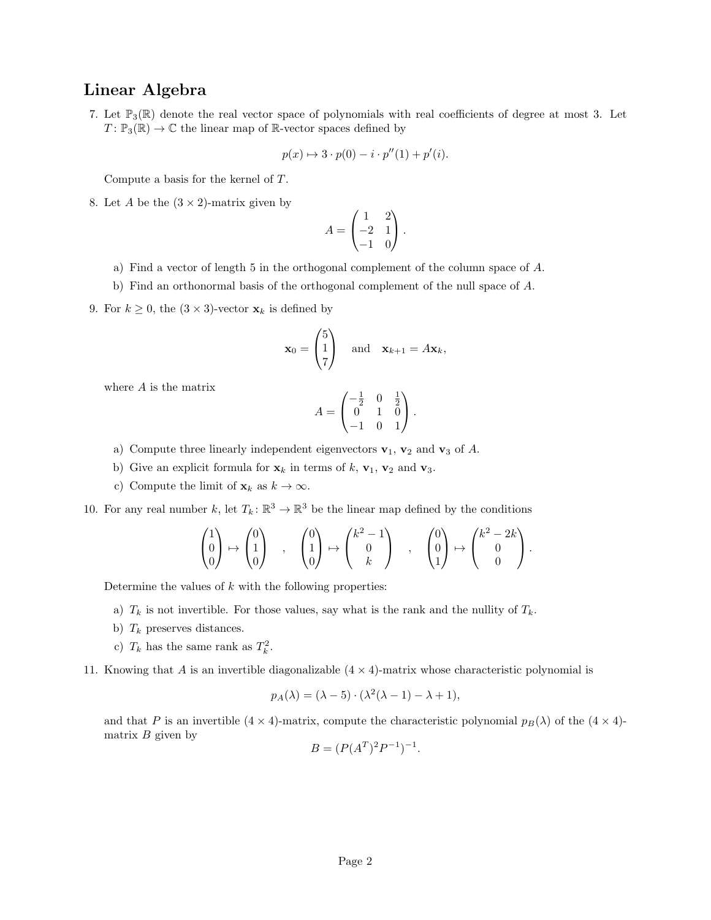# Linear Algebra

7. Let $\mathbb{P}_3(\mathbb{R})$ denote the real vector space of polynomials with real coefficients of degree at most 3. Let $T\colon \mathbb{P}_3(\mathbb{R}) \to \mathbb{C}$ the linear map of $\mathbb{R}$-vector spaces defined by

$$p(x) \mapsto 3 \cdot p(0) - i \cdot p''(1) + p'(i).$$

   Compute a basis for the kernel of $T$.

8. Let $A$ be the $(3 \times 2)$-matrix given by

$$A = \begin{pmatrix} 1 & 2 \\ -2 & 1 \\ -1 & 0 \end{pmatrix}.$$

   a) Find a vector of length 5 in the orthogonal complement of the column space of $A$.

   b) Find an orthonormal basis of the orthogonal complement of the null space of $A$.

9. For $k \geq 0$, the $(3 \times 3)$-vector $\mathbf{x}_k$ is defined by

$$\mathbf{x}_0 = \begin{pmatrix} 5 \\ 1 \\ 7 \end{pmatrix} \quad \text{and} \quad \mathbf{x}_{k+1} = A\mathbf{x}_k,$$

   where $A$ is the matrix

$$A = \begin{pmatrix} -\frac{1}{2} & 0 & \frac{1}{2} \\ 0 & 1 & 0 \\ -1 & 0 & 1 \end{pmatrix}.$$

   a) Compute three linearly independent eigenvectors $\mathbf{v}_1$, $\mathbf{v}_2$ and $\mathbf{v}_3$ of $A$.

   b) Give an explicit formula for $\mathbf{x}_k$ in terms of $k$, $\mathbf{v}_1$, $\mathbf{v}_2$ and $\mathbf{v}_3$.

   c) Compute the limit of $\mathbf{x}_k$ as $k \to \infty$.

10. For any real number $k$, let $T_k\colon \mathbb{R}^3 \to \mathbb{R}^3$ be the linear map defined by the conditions

$$\begin{pmatrix} 1 \\ 0 \\ 0 \end{pmatrix} \mapsto \begin{pmatrix} 0 \\ 1 \\ 0 \end{pmatrix} \quad , \quad \begin{pmatrix} 0 \\ 1 \\ 0 \end{pmatrix} \mapsto \begin{pmatrix} k^2 - 1 \\ 0 \\ k \end{pmatrix} \quad , \quad \begin{pmatrix} 0 \\ 0 \\ 1 \end{pmatrix} \mapsto \begin{pmatrix} k^2 - 2k \\ 0 \\ 0 \end{pmatrix}.$$

    Determine the values of $k$ with the following properties:

    a) $T_k$ is not invertible. For those values, say what is the rank and the nullity of $T_k$.

    b) $T_k$ preserves distances.

    c) $T_k$ has the same rank as $T_k^2$.

11. Knowing that $A$ is an invertible diagonalizable $(4 \times 4)$-matrix whose characteristic polynomial is

$$p_A(\lambda) = (\lambda - 5) \cdot (\lambda^2(\lambda - 1) - \lambda + 1),$$

    and that $P$ is an invertible $(4 \times 4)$-matrix, compute the characteristic polynomial $p_B(\lambda)$ of the $(4 \times 4)$-matrix $B$ given by

$$B = (P(A^T)^2 P^{-1})^{-1}.$$